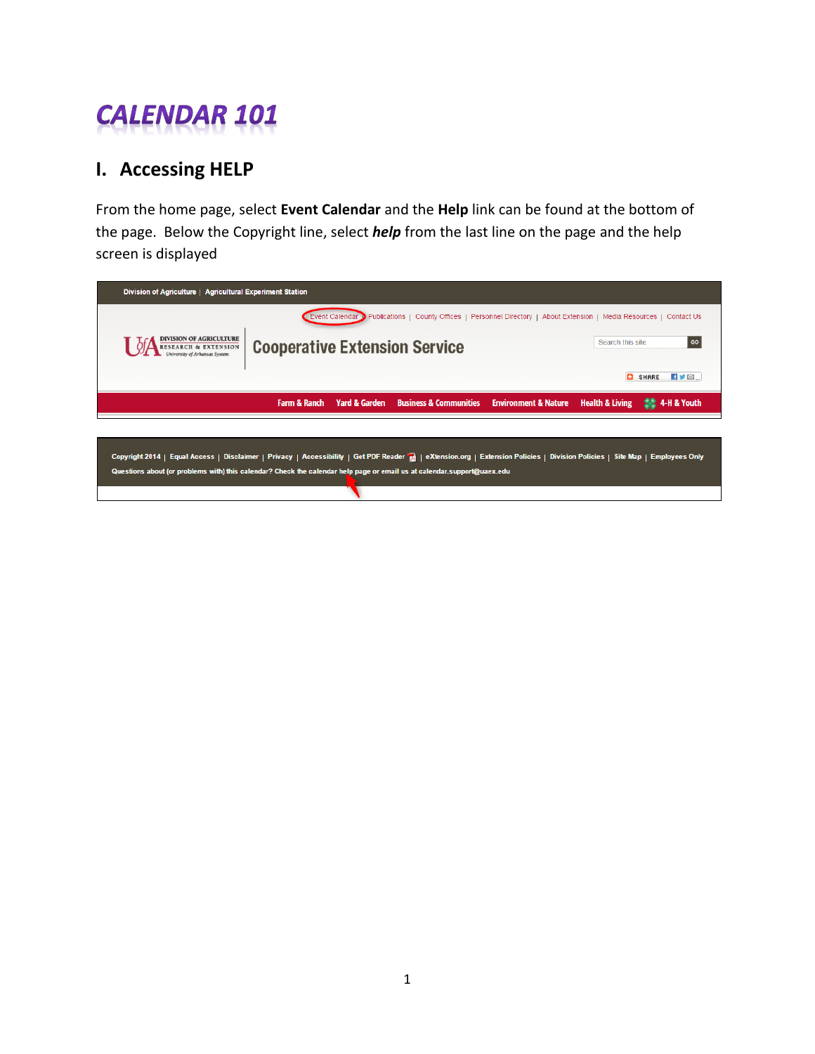# CALENDAR 101

## I. Accessing HELP

From the home page, select **Event Calendar** and the **Help** link can be found at the bottom of the page. Below the Copyright line, select ***help*** from the last line on the page and the help screen is displayed

Division of Agriculture | Agricultural Experiment Station

Event Calendar | Publications | County Offices | Personnel Directory | About Extension | Media Resources | Contact Us

UofA DIVISION OF AGRICULTURE RESEARCH & EXTENSION University of Arkansas System

Cooperative Extension Service

Search this site GO

SHARE

Farm & Ranch Yard & Garden Business & Communities Environment & Nature Health & Living 4-H & Youth

Copyright 2014 | Equal Access | Disclaimer | Privacy | Accessibility | Get PDF Reader | eXtension.org | Extension Policies | Division Policies | Site Map | Employees Only

Questions about (or problems with) this calendar? Check the calendar help page or email us at calendar.support@uaex.edu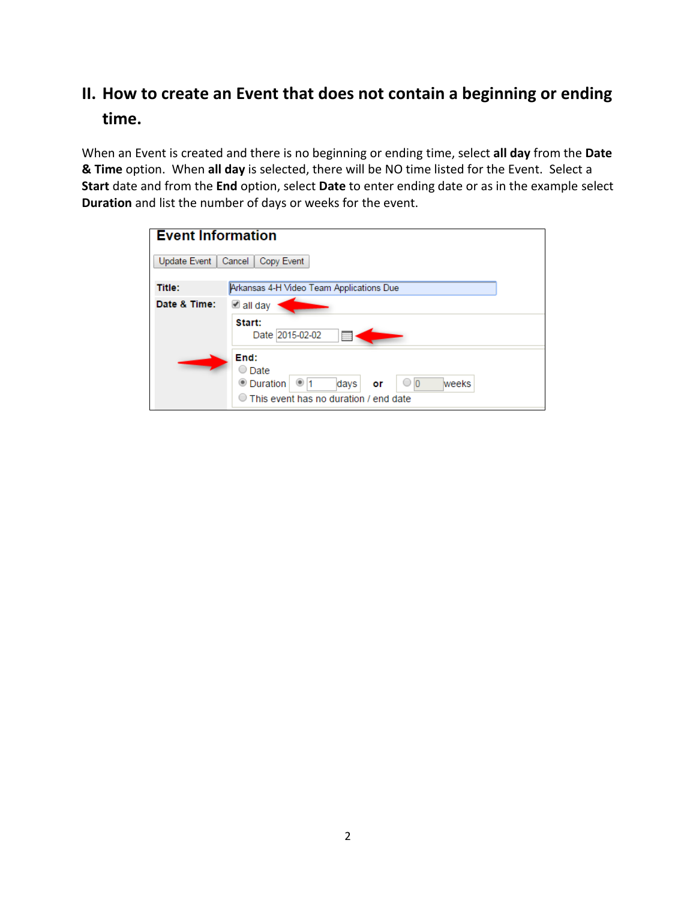## II. How to create an Event that does not contain a beginning or ending time.

When an Event is created and there is no beginning or ending time, select **all day** from the **Date & Time** option. When **all day** is selected, there will be NO time listed for the Event. Select a **Start** date and from the **End** option, select **Date** to enter ending date or as in the example select **Duration** and list the number of days or weeks for the event.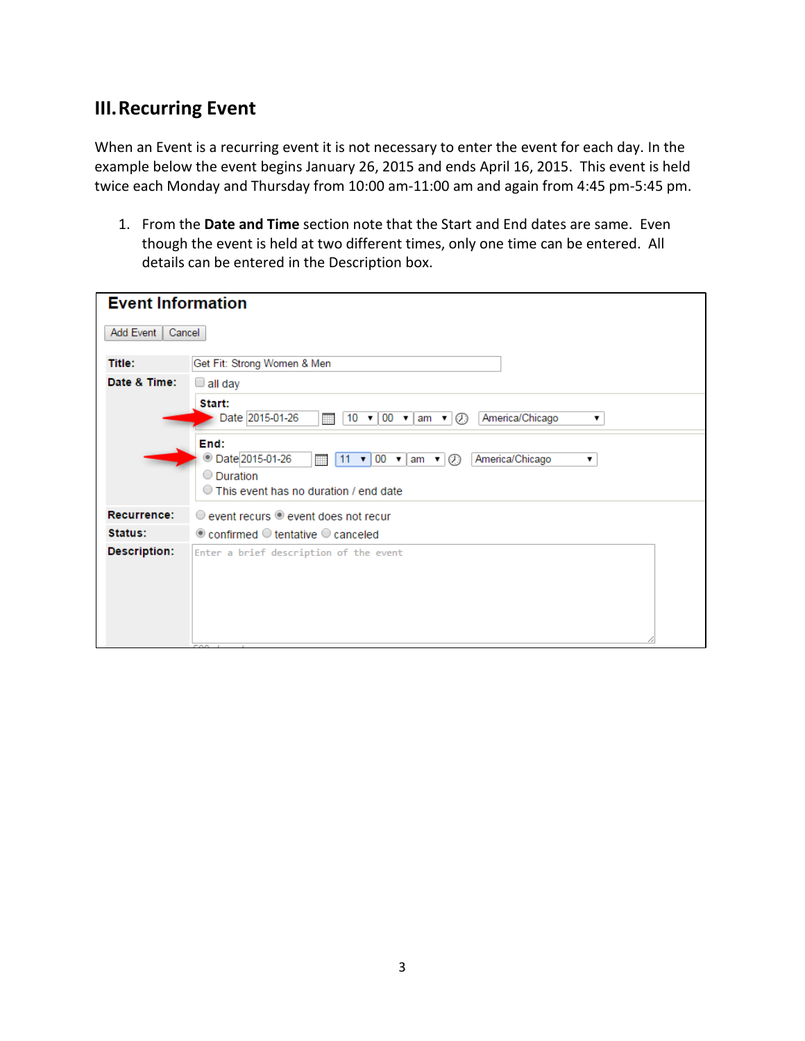## III. Recurring Event

When an Event is a recurring event it is not necessary to enter the event for each day. In the example below the event begins January 26, 2015 and ends April 16, 2015. This event is held twice each Monday and Thursday from 10:00 am-11:00 am and again from 4:45 pm-5:45 pm.

1. From the **Date and Time** section note that the Start and End dates are same. Even though the event is held at two different times, only one time can be entered. All details can be entered in the Description box.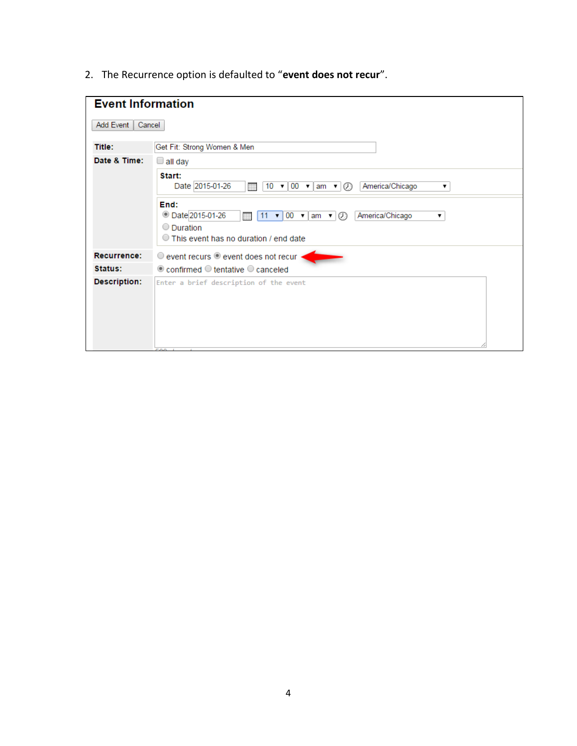2. The Recurrence option is defaulted to "**event does not recur**".

**Event Information**

Add Event | Cancel

| | |
|---|---|
| **Title:** | Get Fit: Strong Women & Men |
| **Date & Time:** | all day |
| | **Start:** Date 2015-01-26 10 00 am America/Chicago |
| | **End:** Date 2015-01-26 11 00 am America/Chicago |
| | Duration |
| | This event has no duration / end date |
| **Recurrence:** | event recurs / event does not recur |
| **Status:** | confirmed / tentative / canceled |
| **Description:** | Enter a brief description of the event |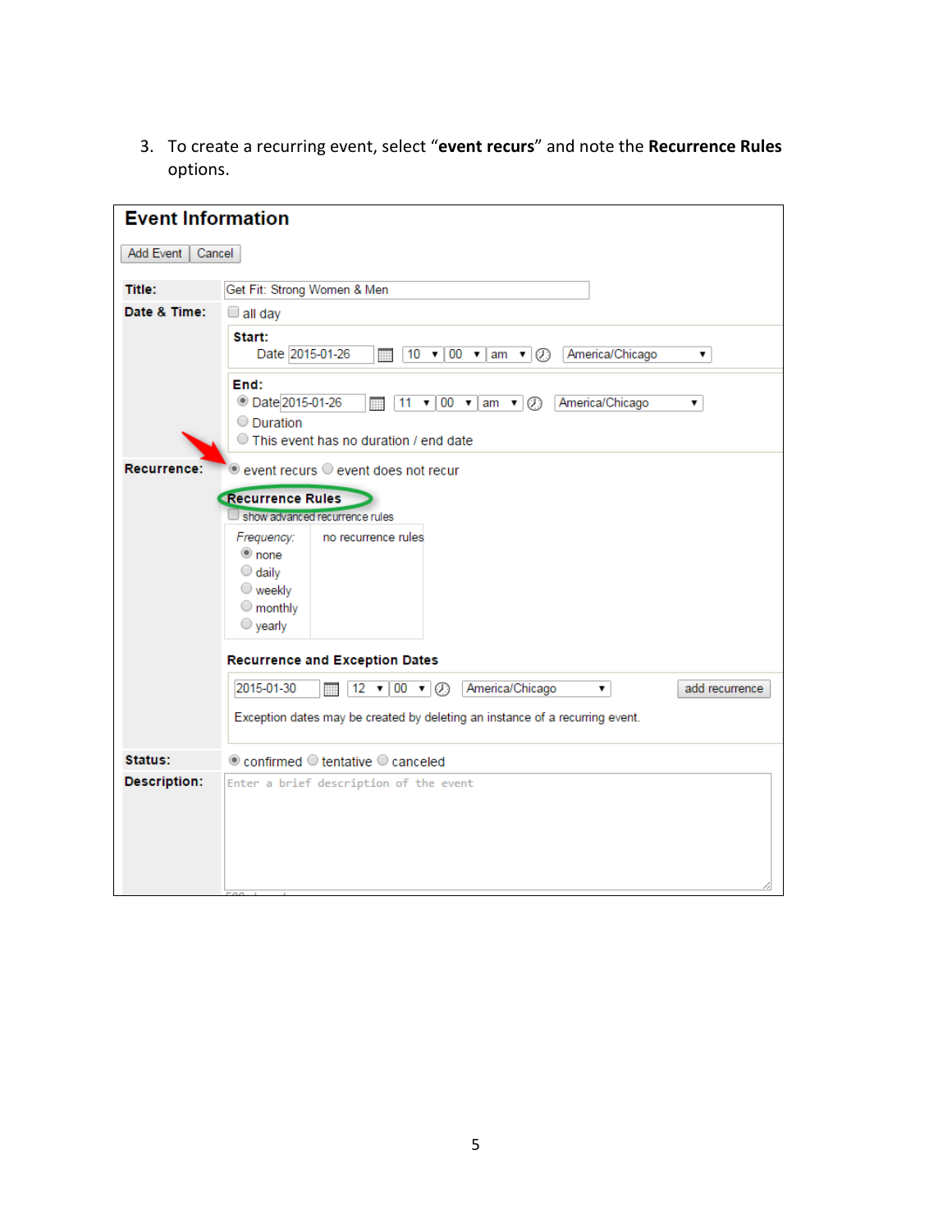3. To create a recurring event, select "**event recurs**" and note the **Recurrence Rules** options.

## Event Information

Add Event | Cancel

**Title:** Get Fit: Strong Women & Men

**Date & Time:** all day

**Start:**
Date 2015-01-26 | 10 | 00 | am | America/Chicago

**End:**
Date 2015-01-26 | 11 | 00 | am | America/Chicago
Duration
This event has no duration / end date

**Recurrence:** event recurs | event does not recur

**Recurrence Rules**

show advanced recurrence rules

*Frequency:*
- none
- daily
- weekly
- monthly
- yearly

no recurrence rules

**Recurrence and Exception Dates**

2015-01-30 | 12 | 00 | America/Chicago | add recurrence

Exception dates may be created by deleting an instance of a recurring event.

**Status:** confirmed | tentative | canceled

**Description:** Enter a brief description of the event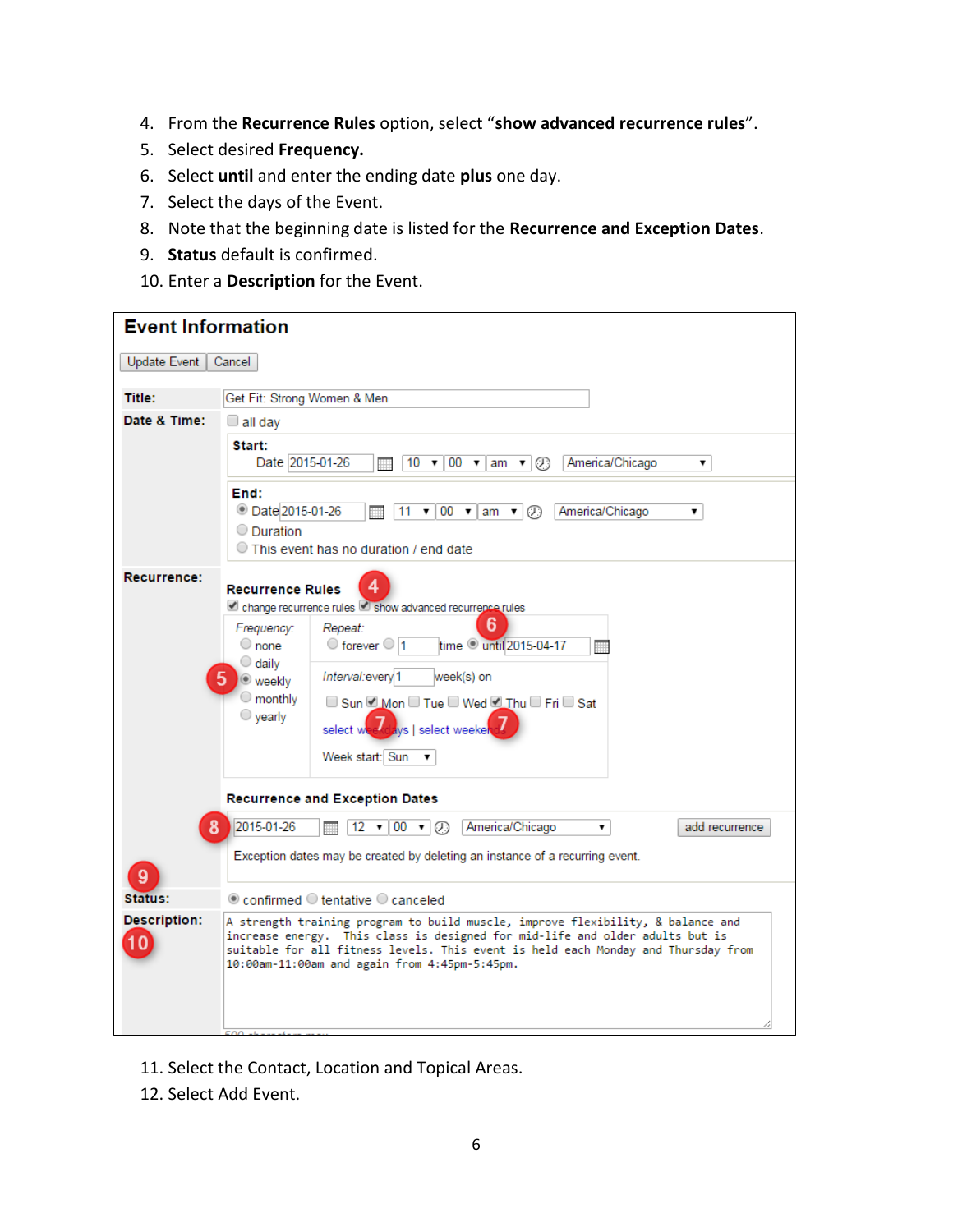4. From the **Recurrence Rules** option, select "**show advanced recurrence rules**".
5. Select desired **Frequency.**
6. Select **until** and enter the ending date **plus** one day.
7. Select the days of the Event.
8. Note that the beginning date is listed for the **Recurrence and Exception Dates**.
9. **Status** default is confirmed.
10. Enter a **Description** for the Event.

**Event Information**

Update Event | Cancel

**Title:** Get Fit: Strong Women & Men

**Date & Time:** all day

**Start:** Date 2015-01-26 10 : 00 am America/Chicago

**End:** Date 2015-01-26 11 : 00 am America/Chicago
Duration
This event has no duration / end date

**Recurrence:**

**Recurrence Rules** (4)
change recurrence rules | show advanced recurrence rules

*Frequency:* none, daily, weekly (5), monthly, yearly

*Repeat:* forever | 1 time | until 2015-04-17 (6)

*Interval:* every 1 week(s) on
Sun | Mon | Tue | Wed | Thu | Fri | Sat

select weekdays (7) | select weekends (7)

Week start: Sun

**Recurrence and Exception Dates** (8)
2015-01-26 12 : 00 America/Chicago | add recurrence

Exception dates may be created by deleting an instance of a recurring event.

**Status:** (9) confirmed | tentative | canceled

**Description:** (10)
A strength training program to build muscle, improve flexibility, & balance and increase energy. This class is designed for mid-life and older adults but is suitable for all fitness levels. This event is held each Monday and Thursday from 10:00am-11:00am and again from 4:45pm-5:45pm.

11. Select the Contact, Location and Topical Areas.
12. Select Add Event.